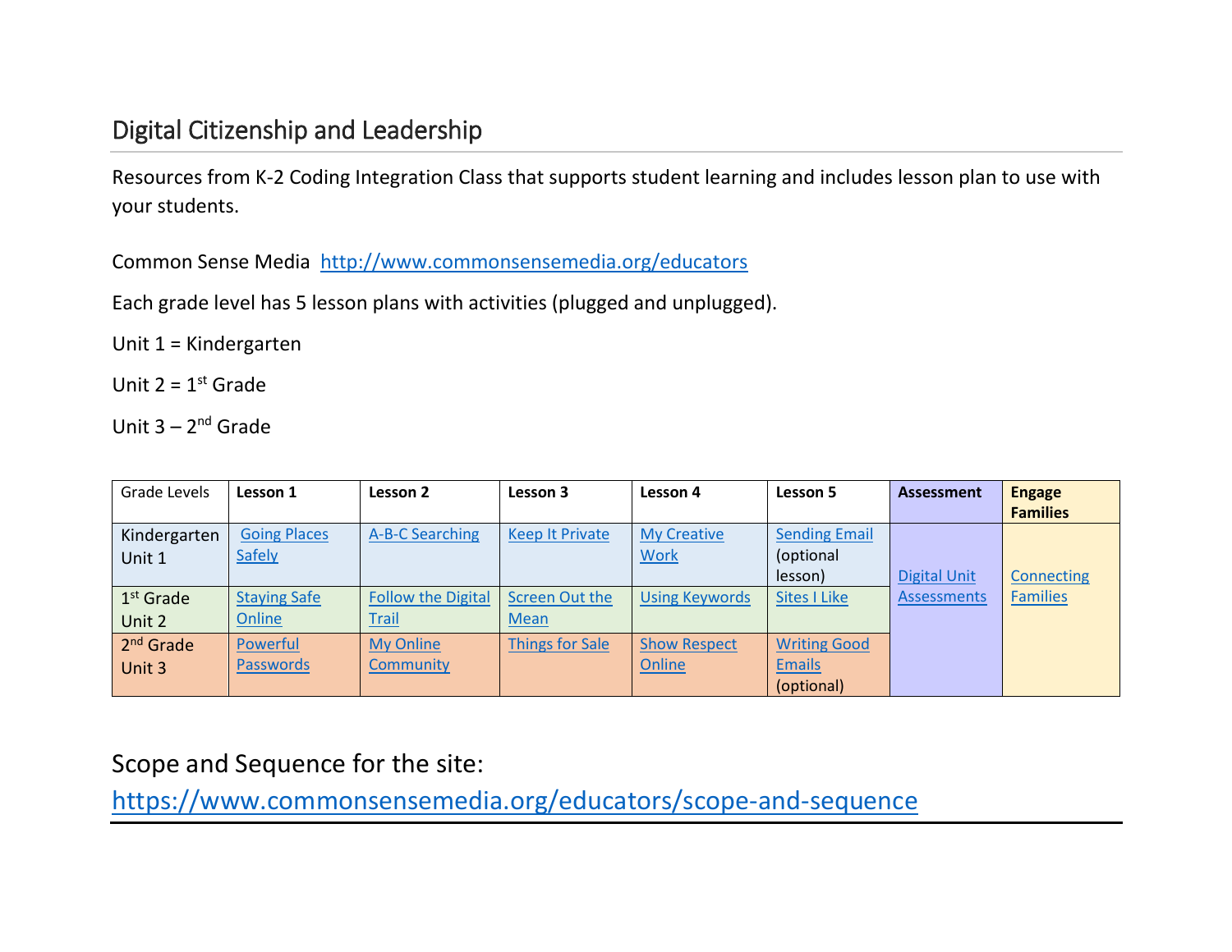## Digital Citizenship and Leadership

Resources from K-2 Coding Integration Class that supports student learning and includes lesson plan to use with your students.

Common Sense Media http://www.commonsensemedia.org/educators

Each grade level has 5 lesson plans with activities (plugged and unplugged).

Unit 1 = Kindergarten

Unit 2 = 1st Grade

Unit 3 – 2nd Grade

| Grade Levels | **Lesson 1** | **Lesson 2** | **Lesson 3** | **Lesson 4** | **Lesson 5** | **Assessment** | **Engage Families** |
|---|---|---|---|---|---|---|---|
| Kindergarten Unit 1 | Going Places Safely | A-B-C Searching | Keep It Private | My Creative Work | Sending Email (optional lesson) | Digital Unit Assessments | Connecting Families |
| 1st Grade Unit 2 | Staying Safe Online | Follow the Digital Trail | Screen Out the Mean | Using Keywords | Sites I Like | | |
| 2nd Grade Unit 3 | Powerful Passwords | My Online Community | Things for Sale | Show Respect Online | Writing Good Emails (optional) | | |

## Scope and Sequence for the site:

https://www.commonsensemedia.org/educators/scope-and-sequence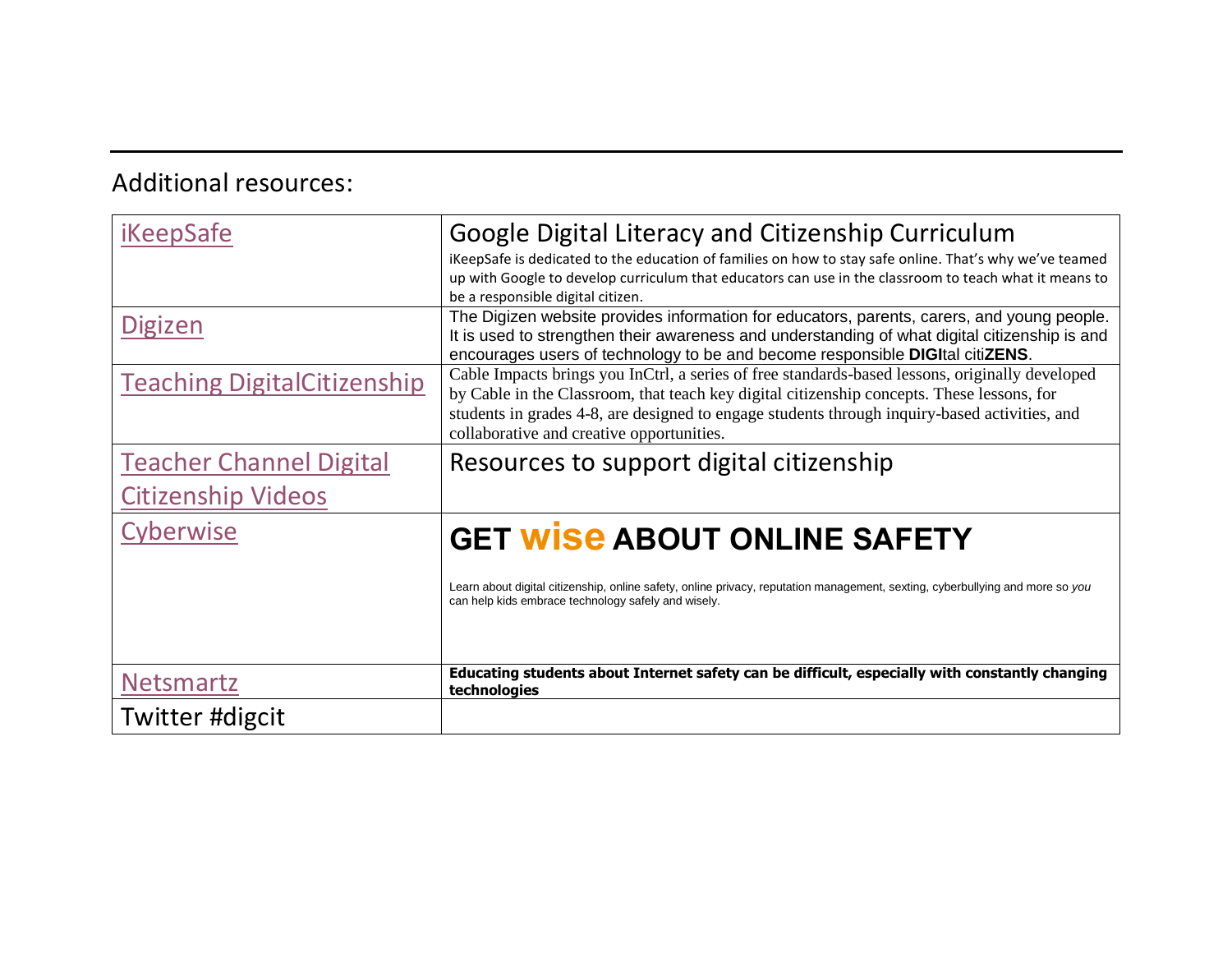Additional resources:

| | |
|---|---|
| iKeepSafe | Google Digital Literacy and Citizenship Curriculum<br>iKeepSafe is dedicated to the education of families on how to stay safe online. That's why we've teamed up with Google to develop curriculum that educators can use in the classroom to teach what it means to be a responsible digital citizen. |
| Digizen | The Digizen website provides information for educators, parents, carers, and young people. It is used to strengthen their awareness and understanding of what digital citizenship is and encourages users of technology to be and become responsible **DIGI**tal citi**ZENS**. |
| Teaching DigitalCitizenship | Cable Impacts brings you InCtrl, a series of free standards-based lessons, originally developed by Cable in the Classroom, that teach key digital citizenship concepts. These lessons, for students in grades 4-8, are designed to engage students through inquiry-based activities, and collaborative and creative opportunities. |
| Teacher Channel Digital Citizenship Videos | Resources to support digital citizenship |
| Cyberwise | **GET wise ABOUT ONLINE SAFETY**<br>Learn about digital citizenship, online safety, online privacy, reputation management, sexting, cyberbullying and more so *you* can help kids embrace technology safely and wisely. |
| Netsmartz | **Educating students about Internet safety can be difficult, especially with constantly changing technologies** |
| Twitter #digcit | |